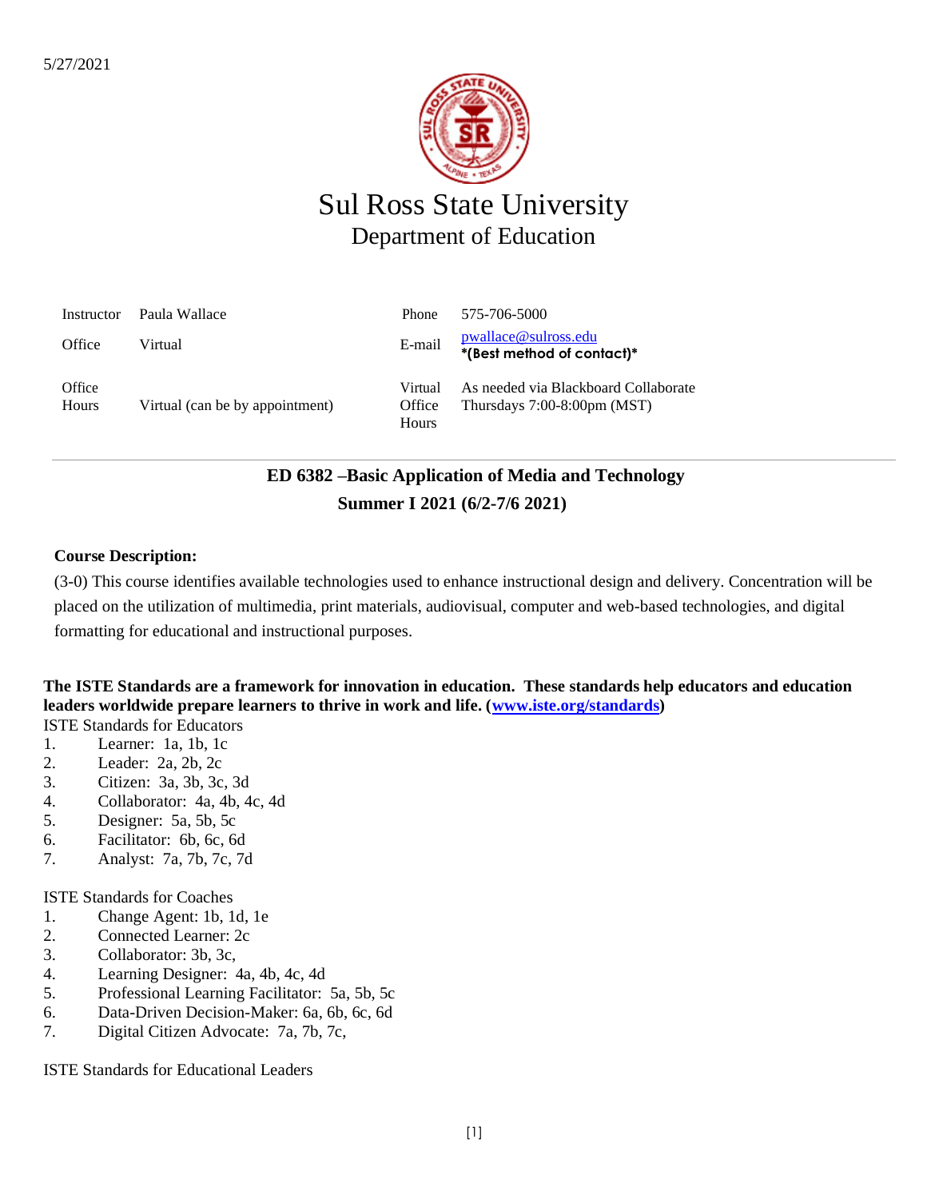5/27/2021

# Sul Ross State University
## Department of Education

| Instructor | Paula Wallace | Phone | 575-706-5000 |
|---|---|---|---|
| Office | Virtual | E-mail | pwallace@sulross.edu **\*(Best method of contact)\*** |
| Office Hours | Virtual (can be by appointment) | Virtual Office Hours | As needed via Blackboard Collaborate Thursdays 7:00-8:00pm (MST) |

**ED 6382 –Basic Application of Media and Technology**

**Summer I 2021 (6/2-7/6 2021)**

**Course Description:**

(3-0) This course identifies available technologies used to enhance instructional design and delivery. Concentration will be placed on the utilization of multimedia, print materials, audiovisual, computer and web-based technologies, and digital formatting for educational and instructional purposes.

**The ISTE Standards are a framework for innovation in education. These standards help educators and education leaders worldwide prepare learners to thrive in work and life. (www.iste.org/standards)**

ISTE Standards for Educators

1. Learner: 1a, 1b, 1c
2. Leader: 2a, 2b, 2c
3. Citizen: 3a, 3b, 3c, 3d
4. Collaborator: 4a, 4b, 4c, 4d
5. Designer: 5a, 5b, 5c
6. Facilitator: 6b, 6c, 6d
7. Analyst: 7a, 7b, 7c, 7d

ISTE Standards for Coaches

1. Change Agent: 1b, 1d, 1e
2. Connected Learner: 2c
3. Collaborator: 3b, 3c,
4. Learning Designer: 4a, 4b, 4c, 4d
5. Professional Learning Facilitator: 5a, 5b, 5c
6. Data-Driven Decision-Maker: 6a, 6b, 6c, 6d
7. Digital Citizen Advocate: 7a, 7b, 7c,

ISTE Standards for Educational Leaders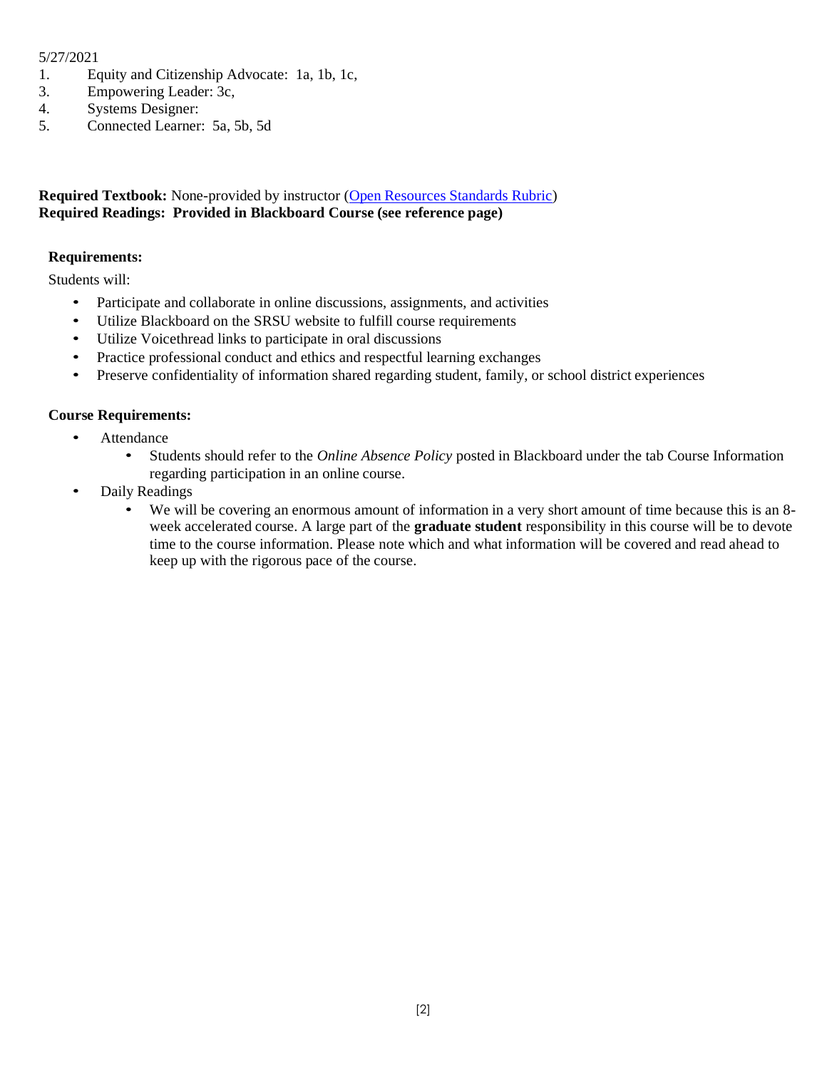5/27/2021

1. Equity and Citizenship Advocate: 1a, 1b, 1c,
3. Empowering Leader: 3c,
4. Systems Designer:
5. Connected Learner: 5a, 5b, 5d

**Required Textbook:** None-provided by instructor (Open Resources Standards Rubric)
**Required Readings: Provided in Blackboard Course (see reference page)**

**Requirements:**

Students will:

- Participate and collaborate in online discussions, assignments, and activities
- Utilize Blackboard on the SRSU website to fulfill course requirements
- Utilize Voicethread links to participate in oral discussions
- Practice professional conduct and ethics and respectful learning exchanges
- Preserve confidentiality of information shared regarding student, family, or school district experiences

**Course Requirements:**

- Attendance
  - Students should refer to the *Online Absence Policy* posted in Blackboard under the tab Course Information regarding participation in an online course.
- Daily Readings
  - We will be covering an enormous amount of information in a very short amount of time because this is an 8-week accelerated course. A large part of the **graduate student** responsibility in this course will be to devote time to the course information. Please note which and what information will be covered and read ahead to keep up with the rigorous pace of the course.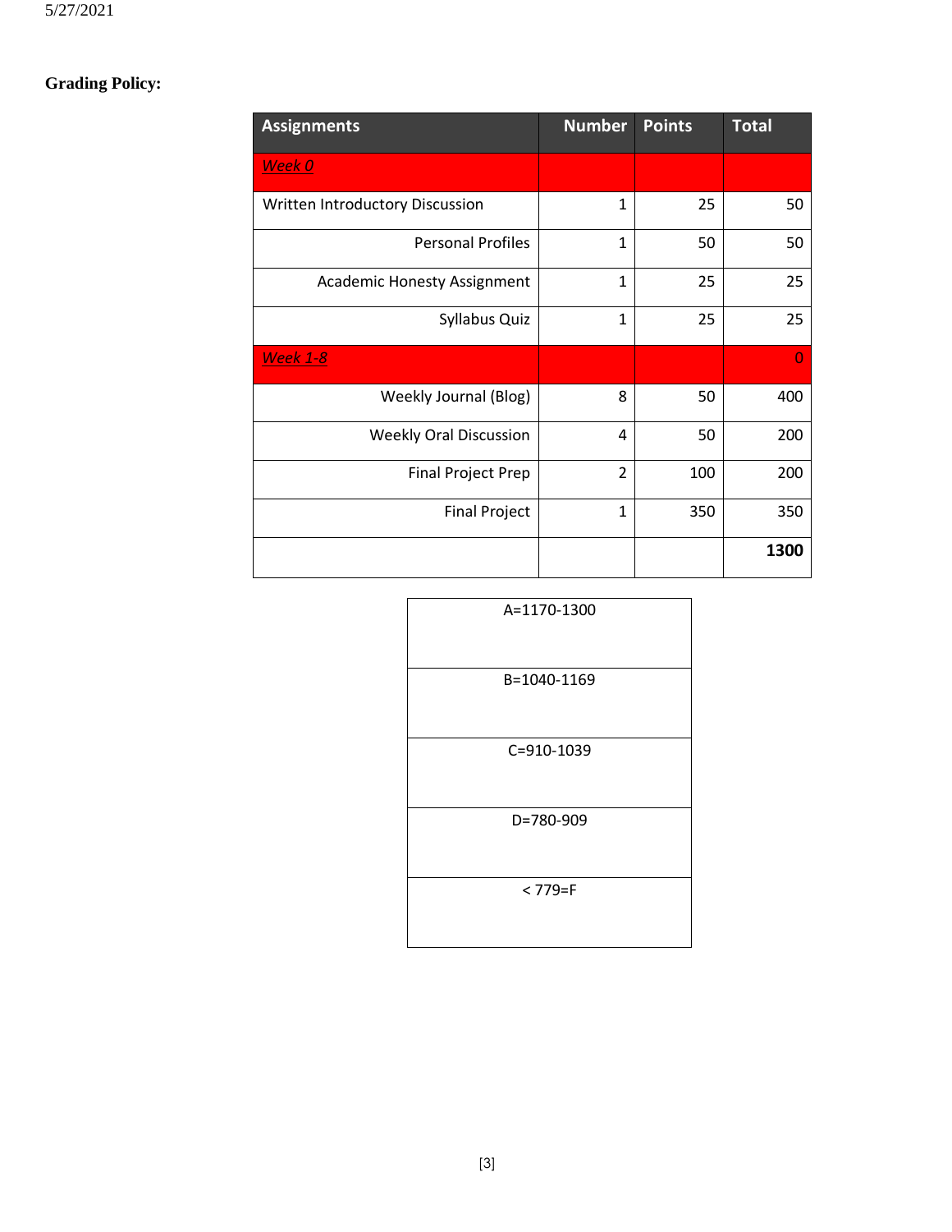**Grading Policy:**

| Assignments | Number | Points | Total |
| --- | --- | --- | --- |
| *Week 0* | | | |
| Written Introductory Discussion | 1 | 25 | 50 |
| Personal Profiles | 1 | 50 | 50 |
| Academic Honesty Assignment | 1 | 25 | 25 |
| Syllabus Quiz | 1 | 25 | 25 |
| *Week 1-8* | | | 0 |
| Weekly Journal (Blog) | 8 | 50 | 400 |
| Weekly Oral Discussion | 4 | 50 | 200 |
| Final Project Prep | 2 | 100 | 200 |
| Final Project | 1 | 350 | 350 |
| | | | **1300** |

| |
| --- |
| A=1170-1300 |
| B=1040-1169 |
| C=910-1039 |
| D=780-909 |
| < 779=F |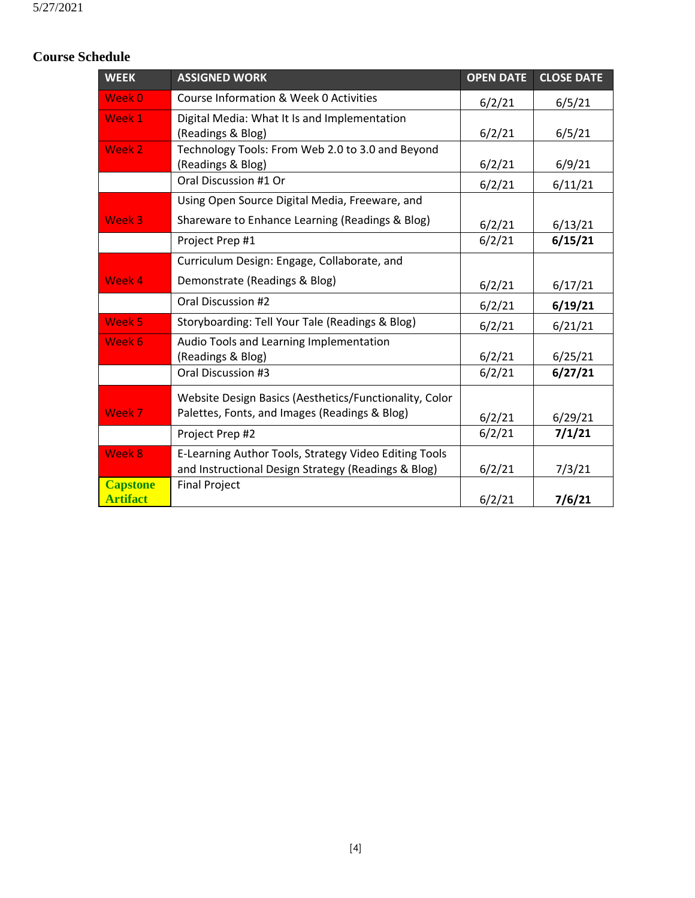## Course Schedule

| WEEK | ASSIGNED WORK | OPEN DATE | CLOSE DATE |
|---|---|---|---|
| Week 0 | Course Information & Week 0 Activities | 6/2/21 | 6/5/21 |
| Week 1 | Digital Media: What It Is and Implementation (Readings & Blog) | 6/2/21 | 6/5/21 |
| Week 2 | Technology Tools: From Web 2.0 to 3.0 and Beyond (Readings & Blog) | 6/2/21 | 6/9/21 |
| | Oral Discussion #1 Or | 6/2/21 | 6/11/21 |
| Week 3 | Using Open Source Digital Media, Freeware, and Shareware to Enhance Learning (Readings & Blog) | 6/2/21 | 6/13/21 |
| | Project Prep #1 | 6/2/21 | **6/15/21** |
| Week 4 | Curriculum Design: Engage, Collaborate, and Demonstrate (Readings & Blog) | 6/2/21 | 6/17/21 |
| | Oral Discussion #2 | 6/2/21 | **6/19/21** |
| Week 5 | Storyboarding: Tell Your Tale (Readings & Blog) | 6/2/21 | 6/21/21 |
| Week 6 | Audio Tools and Learning Implementation (Readings & Blog) | 6/2/21 | 6/25/21 |
| | Oral Discussion #3 | 6/2/21 | **6/27/21** |
| Week 7 | Website Design Basics (Aesthetics/Functionality, Color Palettes, Fonts, and Images (Readings & Blog) | 6/2/21 | 6/29/21 |
| | Project Prep #2 | 6/2/21 | **7/1/21** |
| Week 8 | E-Learning Author Tools, Strategy Video Editing Tools and Instructional Design Strategy (Readings & Blog) | 6/2/21 | 7/3/21 |
| **Capstone Artifact** | Final Project | 6/2/21 | **7/6/21** |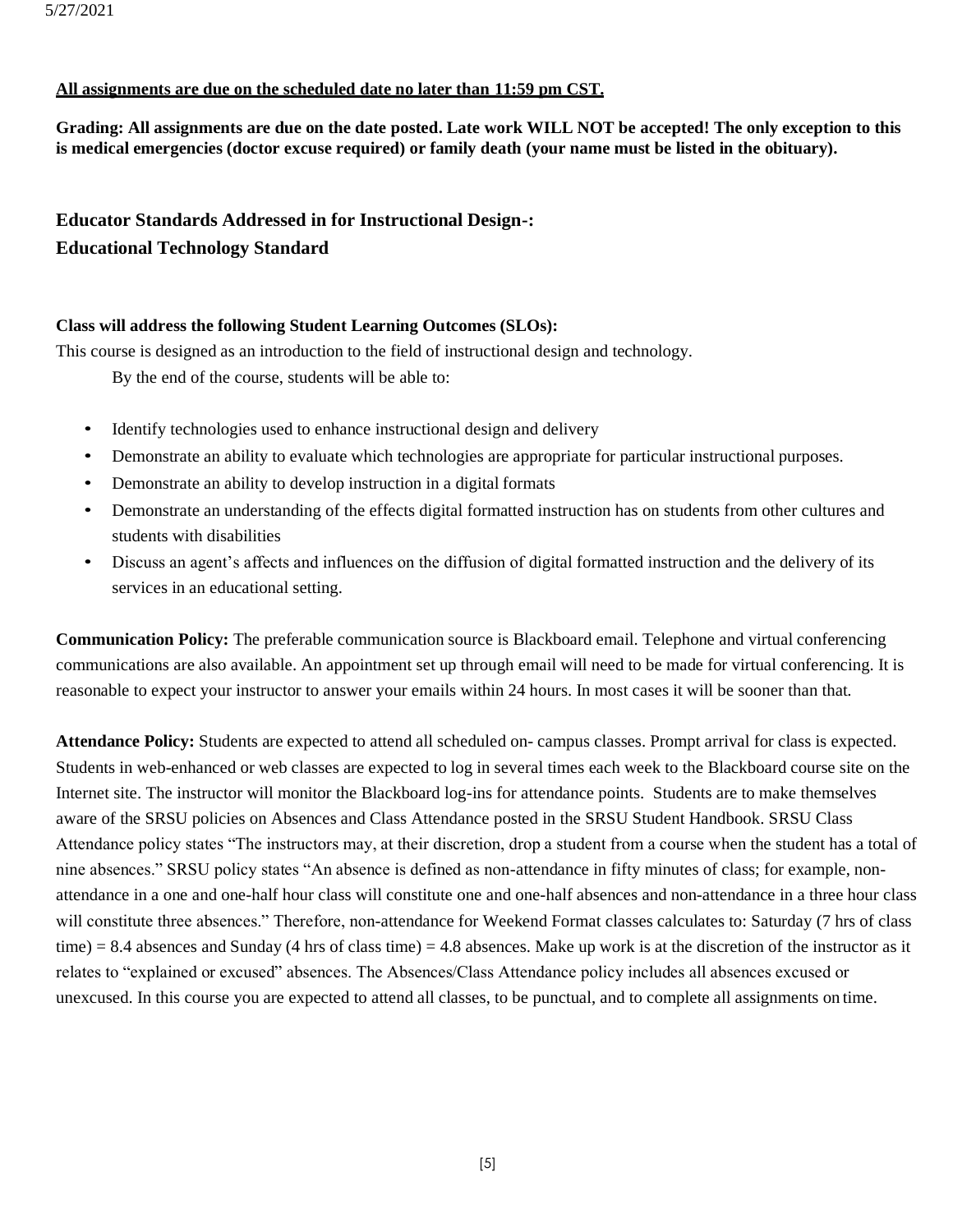**All assignments are due on the scheduled date no later than 11:59 pm CST.**

**Grading: All assignments are due on the date posted. Late work WILL NOT be accepted! The only exception to this is medical emergencies (doctor excuse required) or family death (your name must be listed in the obituary).**

### Educator Standards Addressed in for Instructional Design-:
### Educational Technology Standard

**Class will address the following Student Learning Outcomes (SLOs):**

This course is designed as an introduction to the field of instructional design and technology.

By the end of the course, students will be able to:

- Identify technologies used to enhance instructional design and delivery
- Demonstrate an ability to evaluate which technologies are appropriate for particular instructional purposes.
- Demonstrate an ability to develop instruction in a digital formats
- Demonstrate an understanding of the effects digital formatted instruction has on students from other cultures and students with disabilities
- Discuss an agent's affects and influences on the diffusion of digital formatted instruction and the delivery of its services in an educational setting.

**Communication Policy:** The preferable communication source is Blackboard email. Telephone and virtual conferencing communications are also available. An appointment set up through email will need to be made for virtual conferencing. It is reasonable to expect your instructor to answer your emails within 24 hours. In most cases it will be sooner than that.

**Attendance Policy:** Students are expected to attend all scheduled on- campus classes. Prompt arrival for class is expected. Students in web-enhanced or web classes are expected to log in several times each week to the Blackboard course site on the Internet site. The instructor will monitor the Blackboard log-ins for attendance points. Students are to make themselves aware of the SRSU policies on Absences and Class Attendance posted in the SRSU Student Handbook. SRSU Class Attendance policy states "The instructors may, at their discretion, drop a student from a course when the student has a total of nine absences." SRSU policy states "An absence is defined as non-attendance in fifty minutes of class; for example, non-attendance in a one and one-half hour class will constitute one and one-half absences and non-attendance in a three hour class will constitute three absences." Therefore, non-attendance for Weekend Format classes calculates to: Saturday (7 hrs of class time) = 8.4 absences and Sunday (4 hrs of class time) = 4.8 absences. Make up work is at the discretion of the instructor as it relates to "explained or excused" absences. The Absences/Class Attendance policy includes all absences excused or unexcused. In this course you are expected to attend all classes, to be punctual, and to complete all assignments on time.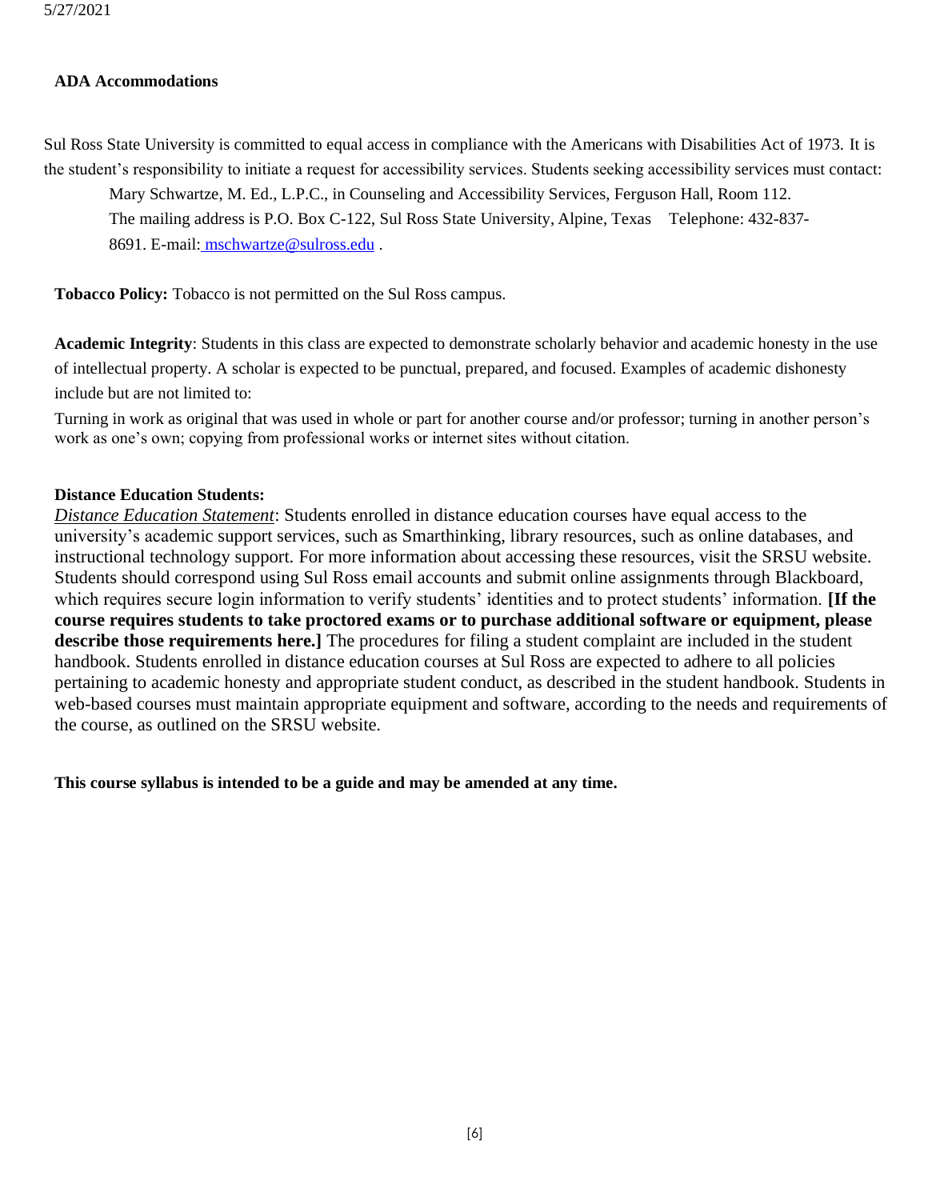**ADA Accommodations**

Sul Ross State University is committed to equal access in compliance with the Americans with Disabilities Act of 1973. It is the student's responsibility to initiate a request for accessibility services. Students seeking accessibility services must contact:

Mary Schwartze, M. Ed., L.P.C., in Counseling and Accessibility Services, Ferguson Hall, Room 112. The mailing address is P.O. Box C-122, Sul Ross State University, Alpine, Texas Telephone: 432-837-8691. E-mail: mschwartze@sulross.edu .

**Tobacco Policy:** Tobacco is not permitted on the Sul Ross campus.

**Academic Integrity**: Students in this class are expected to demonstrate scholarly behavior and academic honesty in the use of intellectual property. A scholar is expected to be punctual, prepared, and focused. Examples of academic dishonesty include but are not limited to:

Turning in work as original that was used in whole or part for another course and/or professor; turning in another person's work as one's own; copying from professional works or internet sites without citation.

**Distance Education Students:**

*Distance Education Statement*: Students enrolled in distance education courses have equal access to the university's academic support services, such as Smarthinking, library resources, such as online databases, and instructional technology support. For more information about accessing these resources, visit the SRSU website. Students should correspond using Sul Ross email accounts and submit online assignments through Blackboard, which requires secure login information to verify students' identities and to protect students' information. **[If the course requires students to take proctored exams or to purchase additional software or equipment, please describe those requirements here.]** The procedures for filing a student complaint are included in the student handbook. Students enrolled in distance education courses at Sul Ross are expected to adhere to all policies pertaining to academic honesty and appropriate student conduct, as described in the student handbook. Students in web-based courses must maintain appropriate equipment and software, according to the needs and requirements of the course, as outlined on the SRSU website.

**This course syllabus is intended to be a guide and may be amended at any time.**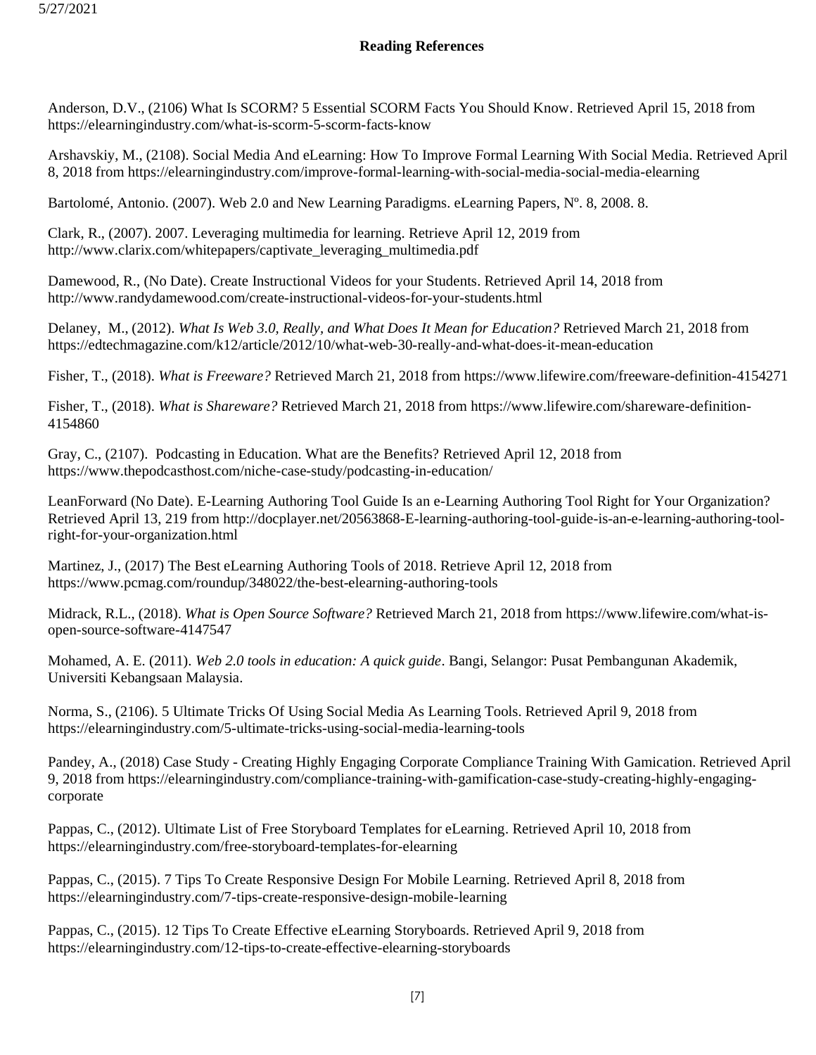**Reading References**

Anderson, D.V., (2106) What Is SCORM? 5 Essential SCORM Facts You Should Know. Retrieved April 15, 2018 from https://elearningindustry.com/what-is-scorm-5-scorm-facts-know

Arshavskiy, M., (2108). Social Media And eLearning: How To Improve Formal Learning With Social Media. Retrieved April 8, 2018 from https://elearningindustry.com/improve-formal-learning-with-social-media-social-media-elearning

Bartolomé, Antonio. (2007). Web 2.0 and New Learning Paradigms. eLearning Papers, Nº. 8, 2008. 8.

Clark, R., (2007). 2007. Leveraging multimedia for learning. Retrieve April 12, 2019 from http://www.clarix.com/whitepapers/captivate_leveraging_multimedia.pdf

Damewood, R., (No Date). Create Instructional Videos for your Students. Retrieved April 14, 2018 from http://www.randydamewood.com/create-instructional-videos-for-your-students.html

Delaney, M., (2012). *What Is Web 3.0, Really, and What Does It Mean for Education?* Retrieved March 21, 2018 from https://edtechmagazine.com/k12/article/2012/10/what-web-30-really-and-what-does-it-mean-education

Fisher, T., (2018). *What is Freeware?* Retrieved March 21, 2018 from https://www.lifewire.com/freeware-definition-4154271

Fisher, T., (2018). *What is Shareware?* Retrieved March 21, 2018 from https://www.lifewire.com/shareware-definition-4154860

Gray, C., (2107). Podcasting in Education. What are the Benefits? Retrieved April 12, 2018 from https://www.thepodcasthost.com/niche-case-study/podcasting-in-education/

LeanForward (No Date). E-Learning Authoring Tool Guide Is an e-Learning Authoring Tool Right for Your Organization? Retrieved April 13, 219 from http://docplayer.net/20563868-E-learning-authoring-tool-guide-is-an-e-learning-authoring-tool-right-for-your-organization.html

Martinez, J., (2017) The Best eLearning Authoring Tools of 2018. Retrieve April 12, 2018 from https://www.pcmag.com/roundup/348022/the-best-elearning-authoring-tools

Midrack, R.L., (2018). *What is Open Source Software?* Retrieved March 21, 2018 from https://www.lifewire.com/what-is-open-source-software-4147547

Mohamed, A. E. (2011). *Web 2.0 tools in education: A quick guide*. Bangi, Selangor: Pusat Pembangunan Akademik, Universiti Kebangsaan Malaysia.

Norma, S., (2106). 5 Ultimate Tricks Of Using Social Media As Learning Tools. Retrieved April 9, 2018 from https://elearningindustry.com/5-ultimate-tricks-using-social-media-learning-tools

Pandey, A., (2018) Case Study - Creating Highly Engaging Corporate Compliance Training With Gamication. Retrieved April 9, 2018 from https://elearningindustry.com/compliance-training-with-gamification-case-study-creating-highly-engaging-corporate

Pappas, C., (2012). Ultimate List of Free Storyboard Templates for eLearning. Retrieved April 10, 2018 from https://elearningindustry.com/free-storyboard-templates-for-elearning

Pappas, C., (2015). 7 Tips To Create Responsive Design For Mobile Learning. Retrieved April 8, 2018 from https://elearningindustry.com/7-tips-create-responsive-design-mobile-learning

Pappas, C., (2015). 12 Tips To Create Effective eLearning Storyboards. Retrieved April 9, 2018 from https://elearningindustry.com/12-tips-to-create-effective-elearning-storyboards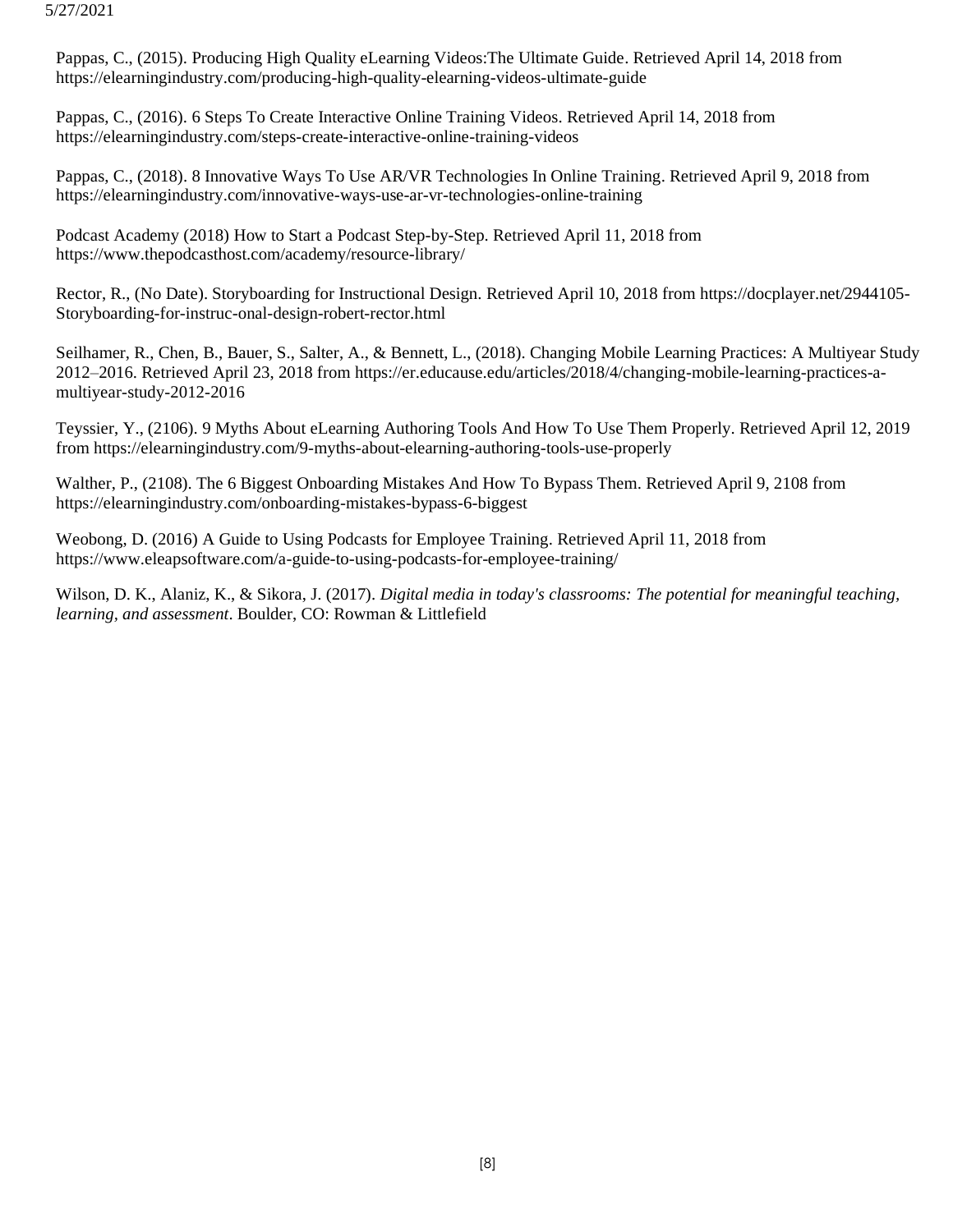Pappas, C., (2015). Producing High Quality eLearning Videos:The Ultimate Guide. Retrieved April 14, 2018 from https://elearningindustry.com/producing-high-quality-elearning-videos-ultimate-guide

Pappas, C., (2016). 6 Steps To Create Interactive Online Training Videos. Retrieved April 14, 2018 from https://elearningindustry.com/steps-create-interactive-online-training-videos

Pappas, C., (2018). 8 Innovative Ways To Use AR/VR Technologies In Online Training. Retrieved April 9, 2018 from https://elearningindustry.com/innovative-ways-use-ar-vr-technologies-online-training

Podcast Academy (2018) How to Start a Podcast Step-by-Step. Retrieved April 11, 2018 from https://www.thepodcasthost.com/academy/resource-library/

Rector, R., (No Date). Storyboarding for Instructional Design. Retrieved April 10, 2018 from https://docplayer.net/2944105-Storyboarding-for-instruc-onal-design-robert-rector.html

Seilhamer, R., Chen, B., Bauer, S., Salter, A., & Bennett, L., (2018). Changing Mobile Learning Practices: A Multiyear Study 2012–2016. Retrieved April 23, 2018 from https://er.educause.edu/articles/2018/4/changing-mobile-learning-practices-a-multiyear-study-2012-2016

Teyssier, Y., (2106). 9 Myths About eLearning Authoring Tools And How To Use Them Properly. Retrieved April 12, 2019 from https://elearningindustry.com/9-myths-about-elearning-authoring-tools-use-properly

Walther, P., (2108). The 6 Biggest Onboarding Mistakes And How To Bypass Them. Retrieved April 9, 2108 from https://elearningindustry.com/onboarding-mistakes-bypass-6-biggest

Weobong, D. (2016) A Guide to Using Podcasts for Employee Training. Retrieved April 11, 2018 from https://www.eleapsoftware.com/a-guide-to-using-podcasts-for-employee-training/

Wilson, D. K., Alaniz, K., & Sikora, J. (2017). *Digital media in today's classrooms: The potential for meaningful teaching, learning, and assessment*. Boulder, CO: Rowman & Littlefield